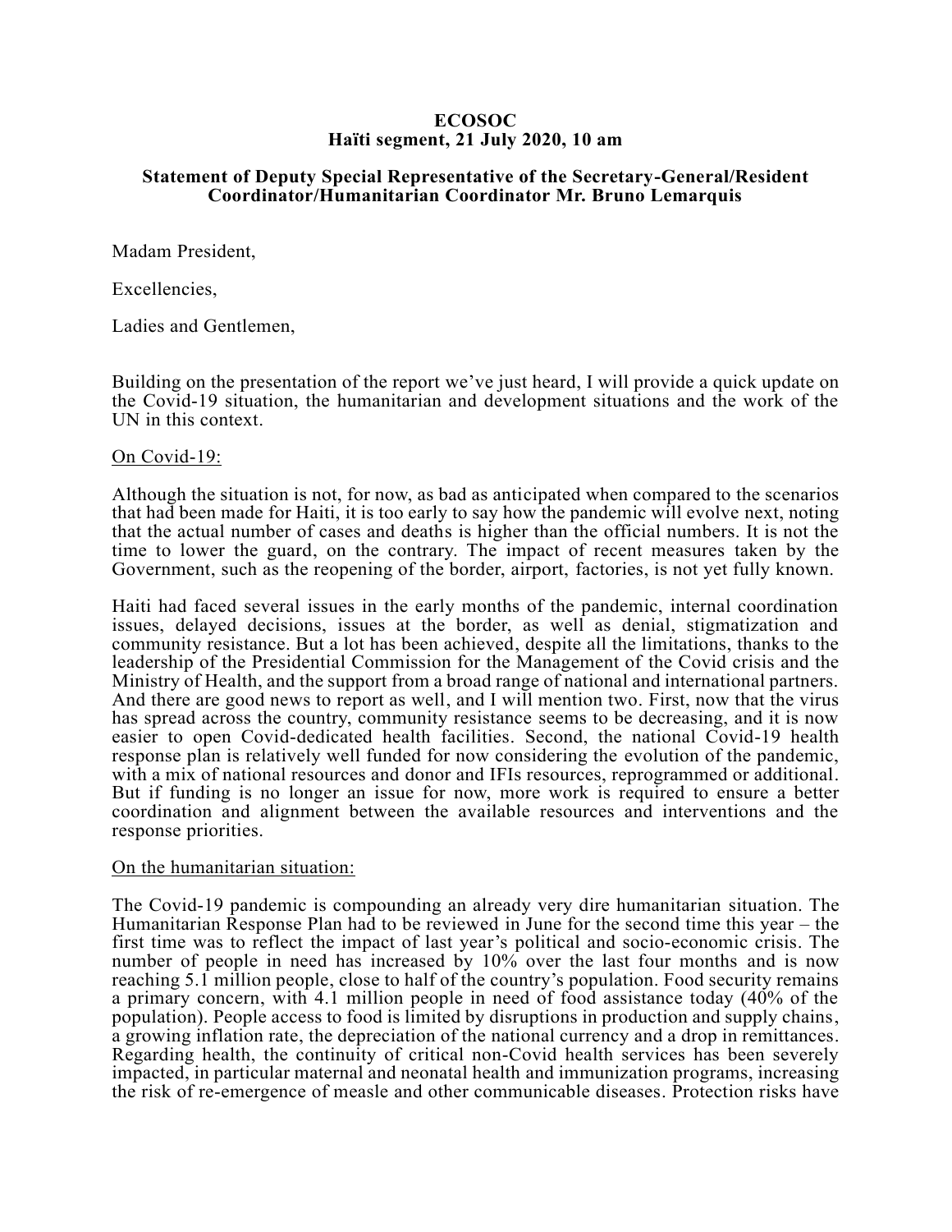**ECOSOC**
**Haïti segment, 21 July 2020, 10 am**

**Statement of Deputy Special Representative of the Secretary-General/Resident Coordinator/Humanitarian Coordinator Mr. Bruno Lemarquis**

Madam President,

Excellencies,

Ladies and Gentlemen,

Building on the presentation of the report we've just heard, I will provide a quick update on the Covid-19 situation, the humanitarian and development situations and the work of the UN in this context.

On Covid-19:

Although the situation is not, for now, as bad as anticipated when compared to the scenarios that had been made for Haiti, it is too early to say how the pandemic will evolve next, noting that the actual number of cases and deaths is higher than the official numbers. It is not the time to lower the guard, on the contrary. The impact of recent measures taken by the Government, such as the reopening of the border, airport, factories, is not yet fully known.

Haiti had faced several issues in the early months of the pandemic, internal coordination issues, delayed decisions, issues at the border, as well as denial, stigmatization and community resistance. But a lot has been achieved, despite all the limitations, thanks to the leadership of the Presidential Commission for the Management of the Covid crisis and the Ministry of Health, and the support from a broad range of national and international partners. And there are good news to report as well, and I will mention two. First, now that the virus has spread across the country, community resistance seems to be decreasing, and it is now easier to open Covid-dedicated health facilities. Second, the national Covid-19 health response plan is relatively well funded for now considering the evolution of the pandemic, with a mix of national resources and donor and IFIs resources, reprogrammed or additional. But if funding is no longer an issue for now, more work is required to ensure a better coordination and alignment between the available resources and interventions and the response priorities.

On the humanitarian situation:

The Covid-19 pandemic is compounding an already very dire humanitarian situation. The Humanitarian Response Plan had to be reviewed in June for the second time this year – the first time was to reflect the impact of last year's political and socio-economic crisis. The number of people in need has increased by 10% over the last four months and is now reaching 5.1 million people, close to half of the country's population. Food security remains a primary concern, with 4.1 million people in need of food assistance today (40% of the population). People access to food is limited by disruptions in production and supply chains, a growing inflation rate, the depreciation of the national currency and a drop in remittances. Regarding health, the continuity of critical non-Covid health services has been severely impacted, in particular maternal and neonatal health and immunization programs, increasing the risk of re-emergence of measle and other communicable diseases. Protection risks have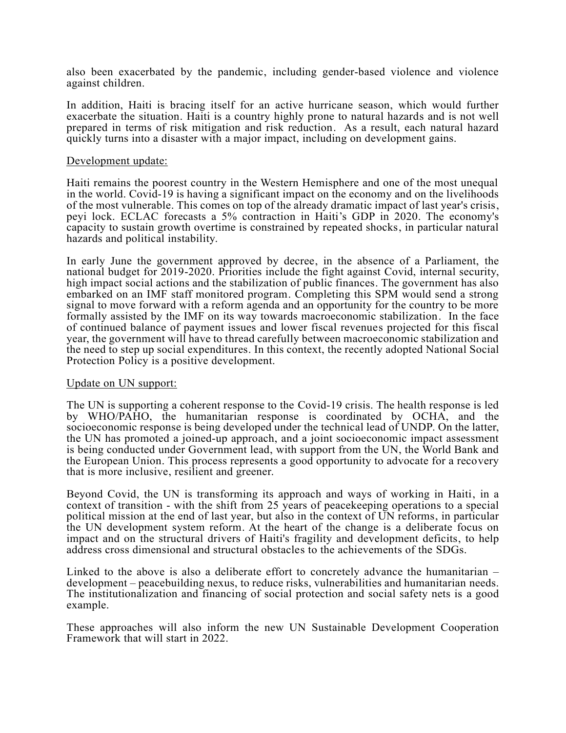also been exacerbated by the pandemic, including gender-based violence and violence against children.

In addition, Haiti is bracing itself for an active hurricane season, which would further exacerbate the situation. Haiti is a country highly prone to natural hazards and is not well prepared in terms of risk mitigation and risk reduction. As a result, each natural hazard quickly turns into a disaster with a major impact, including on development gains.

<u>Development update:</u>

Haiti remains the poorest country in the Western Hemisphere and one of the most unequal in the world. Covid-19 is having a significant impact on the economy and on the livelihoods of the most vulnerable. This comes on top of the already dramatic impact of last year's crisis, peyi lock. ECLAC forecasts a 5% contraction in Haiti's GDP in 2020. The economy's capacity to sustain growth overtime is constrained by repeated shocks, in particular natural hazards and political instability.

In early June the government approved by decree, in the absence of a Parliament, the national budget for 2019-2020. Priorities include the fight against Covid, internal security, high impact social actions and the stabilization of public finances. The government has also embarked on an IMF staff monitored program. Completing this SPM would send a strong signal to move forward with a reform agenda and an opportunity for the country to be more formally assisted by the IMF on its way towards macroeconomic stabilization. In the face of continued balance of payment issues and lower fiscal revenues projected for this fiscal year, the government will have to thread carefully between macroeconomic stabilization and the need to step up social expenditures. In this context, the recently adopted National Social Protection Policy is a positive development.

<u>Update on UN support:</u>

The UN is supporting a coherent response to the Covid-19 crisis. The health response is led by WHO/PAHO, the humanitarian response is coordinated by OCHA, and the socioeconomic response is being developed under the technical lead of UNDP. On the latter, the UN has promoted a joined-up approach, and a joint socioeconomic impact assessment is being conducted under Government lead, with support from the UN, the World Bank and the European Union. This process represents a good opportunity to advocate for a recovery that is more inclusive, resilient and greener.

Beyond Covid, the UN is transforming its approach and ways of working in Haiti, in a context of transition - with the shift from 25 years of peacekeeping operations to a special political mission at the end of last year, but also in the context of UN reforms, in particular the UN development system reform. At the heart of the change is a deliberate focus on impact and on the structural drivers of Haiti's fragility and development deficits, to help address cross dimensional and structural obstacles to the achievements of the SDGs.

Linked to the above is also a deliberate effort to concretely advance the humanitarian – development – peacebuilding nexus, to reduce risks, vulnerabilities and humanitarian needs. The institutionalization and financing of social protection and social safety nets is a good example.

These approaches will also inform the new UN Sustainable Development Cooperation Framework that will start in 2022.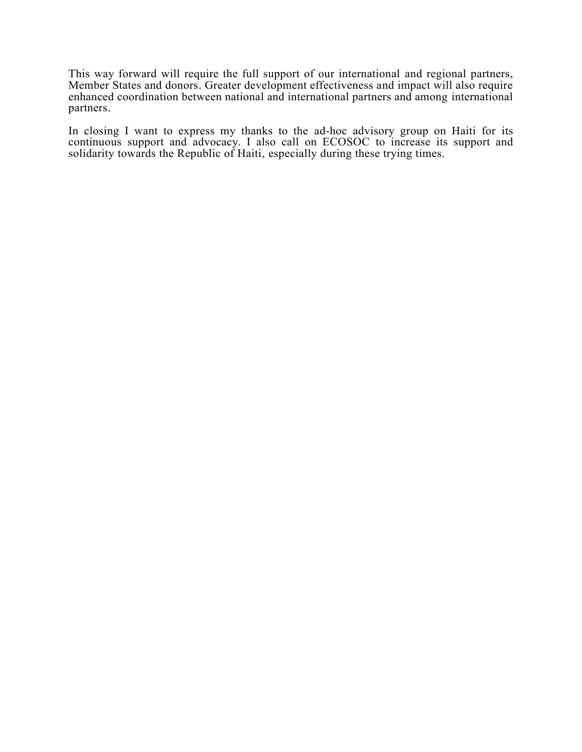This way forward will require the full support of our international and regional partners, Member States and donors. Greater development effectiveness and impact will also require enhanced coordination between national and international partners and among international partners.

In closing I want to express my thanks to the ad-hoc advisory group on Haiti for its continuous support and advocacy. I also call on ECOSOC to increase its support and solidarity towards the Republic of Haiti, especially during these trying times.